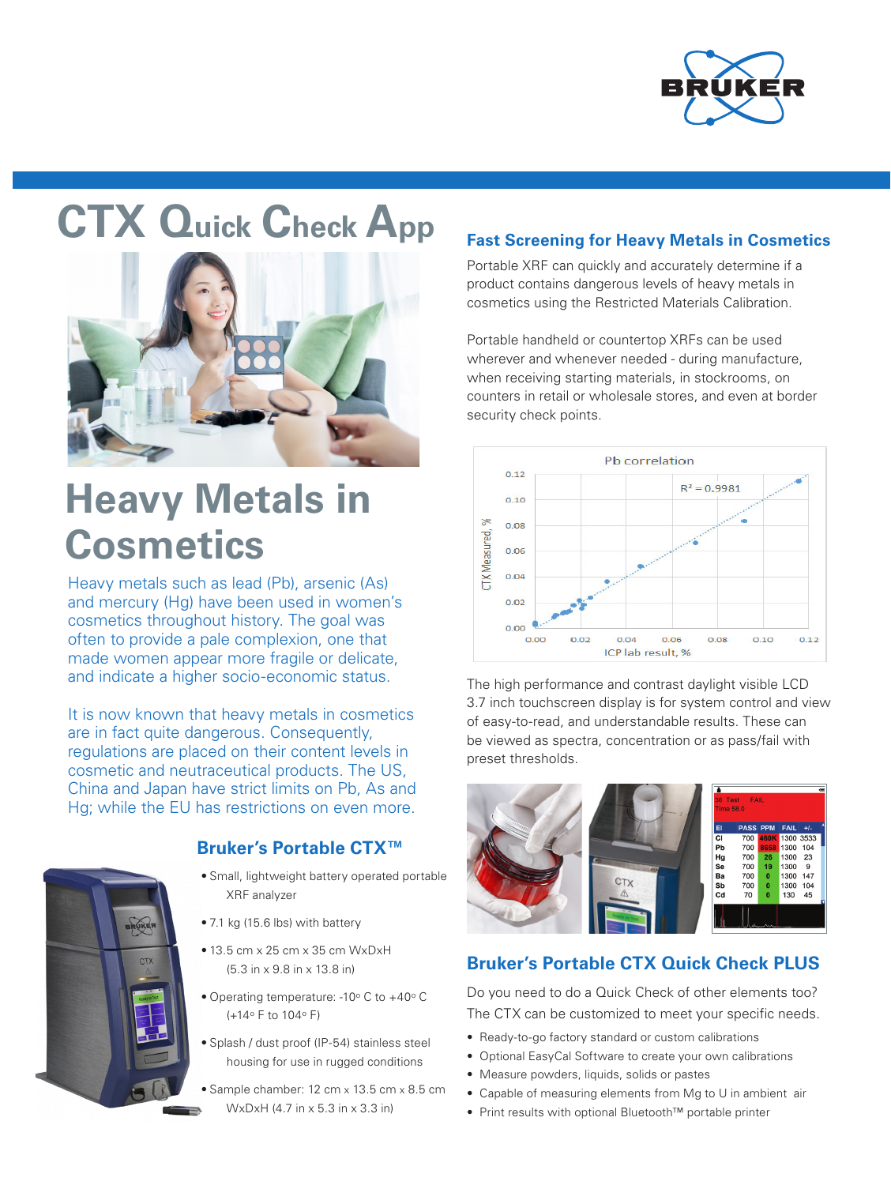# CTX Quick Check App

# Heavy Metals in Cosmetics

Heavy metals such as lead (Pb), arsenic (As) and mercury (Hg) have been used in women's cosmetics throughout history. The goal was often to provide a pale complexion, one that made women appear more fragile or delicate, and indicate a higher socio-economic status.

It is now known that heavy metals in cosmetics are in fact quite dangerous. Consequently, regulations are placed on their content levels in cosmetic and neutraceutical products. The US, China and Japan have strict limits on Pb, As and Hg; while the EU has restrictions on even more.

## Bruker's Portable CTX™

- Small, lightweight battery operated portable XRF analyzer
- 7.1 kg (15.6 lbs) with battery
- 13.5 cm x 25 cm x 35 cm WxDxH (5.3 in x 9.8 in x 13.8 in)
- Operating temperature: -10° C to +40° C (+14° F to 104° F)
- Splash / dust proof (IP-54) stainless steel housing for use in rugged conditions
- Sample chamber: 12 cm x 13.5 cm x 8.5 cm WxDxH (4.7 in x 5.3 in x 3.3 in)

## Fast Screening for Heavy Metals in Cosmetics

Portable XRF can quickly and accurately determine if a product contains dangerous levels of heavy metals in cosmetics using the Restricted Materials Calibration.

Portable handheld or countertop XRFs can be used wherever and whenever needed - during manufacture, when receiving starting materials, in stockrooms, on counters in retail or wholesale stores, and even at border security check points.

The high performance and contrast daylight visible LCD 3.7 inch touchscreen display is for system control and view of easy-to-read, and understandable results. These can be viewed as spectra, concentration or as pass/fail with preset thresholds.

## Bruker's Portable CTX Quick Check PLUS

Do you need to do a Quick Check of other elements too? The CTX can be customized to meet your specific needs.

- Ready-to-go factory standard or custom calibrations
- Optional EasyCal Software to create your own calibrations
- Measure powders, liquids, solids or pastes
- Capable of measuring elements from Mg to U in ambient air
- Print results with optional Bluetooth™ portable printer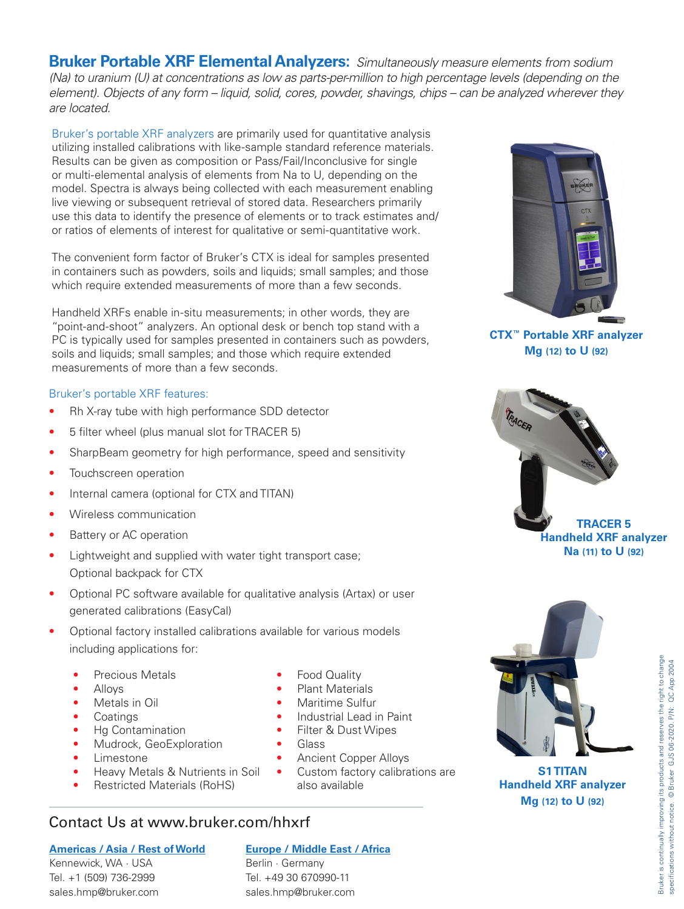**Bruker Portable XRF Elemental Analyzers:** *Simultaneously measure elements from sodium (Na) to uranium (U) at concentrations as low as parts-per-million to high percentage levels (depending on the element). Objects of any form – liquid, solid, cores, powder, shavings, chips – can be analyzed wherever they are located.*

Bruker's portable XRF analyzers are primarily used for quantitative analysis utilizing installed calibrations with like-sample standard reference materials. Results can be given as composition or Pass/Fail/Inconclusive for single or multi-elemental analysis of elements from Na to U, depending on the model. Spectra is always being collected with each measurement enabling live viewing or subsequent retrieval of stored data. Researchers primarily use this data to identify the presence of elements or to track estimates and/or ratios of elements of interest for qualitative or semi-quantitative work.

The convenient form factor of Bruker's CTX is ideal for samples presented in containers such as powders, soils and liquids; small samples; and those which require extended measurements of more than a few seconds.

Handheld XRFs enable in-situ measurements; in other words, they are "point-and-shoot" analyzers. An optional desk or bench top stand with a PC is typically used for samples presented in containers such as powders, soils and liquids; small samples; and those which require extended measurements of more than a few seconds.

**CTX™ Portable XRF analyzer**
**Mg (12) to U (92)**

**TRACER 5**
**Handheld XRF analyzer**
**Na (11) to U (92)**

**S1 TITAN**
**Handheld XRF analyzer**
**Mg (12) to U (92)**

### Bruker's portable XRF features:

- Rh X-ray tube with high performance SDD detector
- 5 filter wheel (plus manual slot for TRACER 5)
- SharpBeam geometry for high performance, speed and sensitivity
- Touchscreen operation
- Internal camera (optional for CTX and TITAN)
- Wireless communication
- Battery or AC operation
- Lightweight and supplied with water tight transport case; Optional backpack for CTX
- Optional PC software available for qualitative analysis (Artax) or user generated calibrations (EasyCal)
- Optional factory installed calibrations available for various models including applications for:
  - Precious Metals
  - Alloys
  - Metals in Oil
  - Coatings
  - Hg Contamination
  - Mudrock, GeoExploration
  - Limestone
  - Heavy Metals & Nutrients in Soil
  - Restricted Materials (RoHS)
  - Food Quality
  - Plant Materials
  - Maritime Sulfur
  - Industrial Lead in Paint
  - Filter & Dust Wipes
  - Glass
  - Ancient Copper Alloys
  - Custom factory calibrations are also available

## Contact Us at www.bruker.com/hhxrf

**Americas / Asia / Rest of World**
Kennewick, WA · USA
Tel. +1 (509) 736-2999
sales.hmp@bruker.com

**Europe / Middle East / Africa**
Berlin · Germany
Tel. +49 30 670990-11
sales.hmp@bruker.com

Bruker is continually improving its products and reserves the right to change specifications without notice. © Bruker GJS 06-2020. P/N: QC App 2004